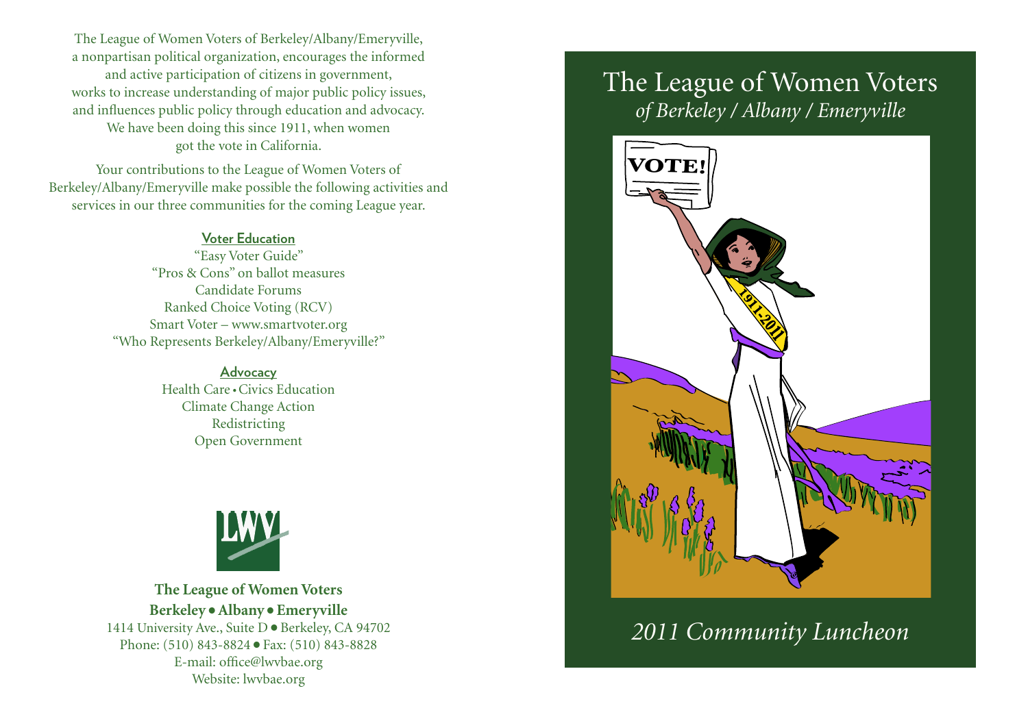The League of Women Voters of Berkeley/Albany/Emeryville, a nonpartisan political organization, encourages the informed and active participation of citizens in government, works to increase understanding of major public policy issues, and influences public policy through education and advocacy. We have been doing this since 1911, when women got the vote in California.

Your contributions to the League of Women Voters of Berkeley/Albany/Emeryville make possible the following activities and services in our three communities for the coming League year.

**Voter Education**

"Easy Voter Guide"
"Pros & Cons" on ballot measures
Candidate Forums
Ranked Choice Voting (RCV)
Smart Voter – www.smartvoter.org
"Who Represents Berkeley/Albany/Emeryville?"

**Advocacy**

Health Care • Civics Education
Climate Change Action
Redistricting
Open Government

**The League of Women Voters**
**Berkeley • Albany • Emeryville**
1414 University Ave., Suite D • Berkeley, CA 94702
Phone: (510) 843-8824 • Fax: (510) 843-8828
E-mail: office@lwvbae.org
Website: lwvbae.org

# The League of Women Voters
*of Berkeley / Albany / Emeryville*

*2011 Community Luncheon*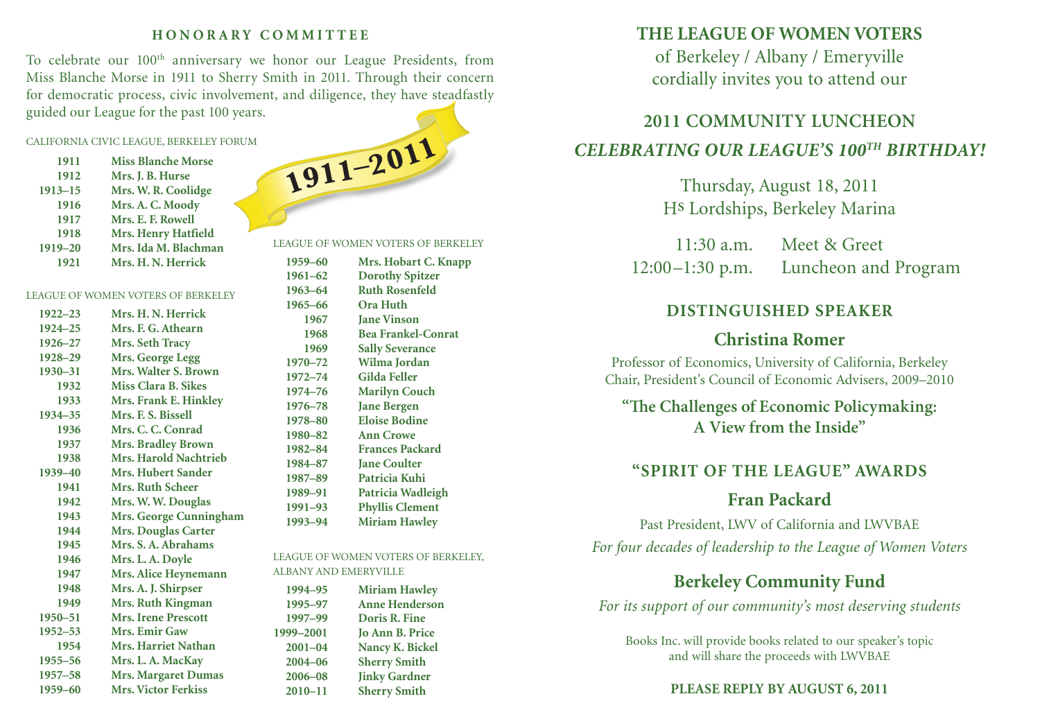## HONORARY COMMITTEE

To celebrate our 100th anniversary we honor our League Presidents, from Miss Blanche Morse in 1911 to Sherry Smith in 2011. Through their concern for democratic process, civic involvement, and diligence, they have steadfastly guided our League for the past 100 years.

1911–2011

CALIFORNIA CIVIC LEAGUE, BERKELEY FORUM

| | |
|---|---|
| 1911 | **Miss Blanche Morse** |
| 1912 | **Mrs. J. B. Hurse** |
| 1913–15 | **Mrs. W. R. Coolidge** |
| 1916 | **Mrs. A. C. Moody** |
| 1917 | **Mrs. E. F. Rowell** |
| 1918 | **Mrs. Henry Hatfield** |
| 1919–20 | **Mrs. Ida M. Blachman** |
| 1921 | **Mrs. H. N. Herrick** |

LEAGUE OF WOMEN VOTERS OF BERKELEY

| | |
|---|---|
| 1922–23 | **Mrs. H. N. Herrick** |
| 1924–25 | **Mrs. F. G. Athearn** |
| 1926–27 | **Mrs. Seth Tracy** |
| 1928–29 | **Mrs. George Legg** |
| 1930–31 | **Mrs. Walter S. Brown** |
| 1932 | **Miss Clara B. Sikes** |
| 1933 | **Mrs. Frank E. Hinkley** |
| 1934–35 | **Mrs. F. S. Bissell** |
| 1936 | **Mrs. C. C. Conrad** |
| 1937 | **Mrs. Bradley Brown** |
| 1938 | **Mrs. Harold Nachtrieb** |
| 1939–40 | **Mrs. Hubert Sander** |
| 1941 | **Mrs. Ruth Scheer** |
| 1942 | **Mrs. W. W. Douglas** |
| 1943 | **Mrs. George Cunningham** |
| 1944 | **Mrs. Douglas Carter** |
| 1945 | **Mrs. S. A. Abrahams** |
| 1946 | **Mrs. L. A. Doyle** |
| 1947 | **Mrs. Alice Heynemann** |
| 1948 | **Mrs. A. J. Shirpser** |
| 1949 | **Mrs. Ruth Kingman** |
| 1950–51 | **Mrs. Irene Prescott** |
| 1952–53 | **Mrs. Emir Gaw** |
| 1954 | **Mrs. Harriet Nathan** |
| 1955–56 | **Mrs. L. A. MacKay** |
| 1957–58 | **Mrs. Margaret Dumas** |
| 1959–60 | **Mrs. Victor Ferkiss** |
| 1959–60 | **Mrs. Hobart C. Knapp** |
| 1961–62 | **Dorothy Spitzer** |
| 1963–64 | **Ruth Rosenfeld** |
| 1965–66 | **Ora Huth** |
| 1967 | **Jane Vinson** |
| 1968 | **Bea Frankel-Conrat** |
| 1969 | **Sally Severance** |
| 1970–72 | **Wilma Jordan** |
| 1972–74 | **Gilda Feller** |
| 1974–76 | **Marilyn Couch** |
| 1976–78 | **Jane Bergen** |
| 1978–80 | **Eloise Bodine** |
| 1980–82 | **Ann Crowe** |
| 1982–84 | **Frances Packard** |
| 1984–87 | **Jane Coulter** |
| 1987–89 | **Patricia Kuhi** |
| 1989–91 | **Patricia Wadleigh** |
| 1991–93 | **Phyllis Clement** |
| 1993–94 | **Miriam Hawley** |

LEAGUE OF WOMEN VOTERS OF BERKELEY, ALBANY AND EMERYVILLE

| | |
|---|---|
| 1994–95 | **Miriam Hawley** |
| 1995–97 | **Anne Henderson** |
| 1997–99 | **Doris R. Fine** |
| 1999–2001 | **Jo Ann B. Price** |
| 2001–04 | **Nancy K. Bickel** |
| 2004–06 | **Sherry Smith** |
| 2006–08 | **Jinky Gardner** |
| 2010–11 | **Sherry Smith** |

## THE LEAGUE OF WOMEN VOTERS

of Berkeley / Albany / Emeryville
cordially invites you to attend our

## 2011 COMMUNITY LUNCHEON

### *CELEBRATING OUR LEAGUE'S 100TH BIRTHDAY!*

Thursday, August 18, 2011
HS Lordships, Berkeley Marina

| | |
|---|---|
| 11:30 a.m. | Meet & Greet |
| 12:00–1:30 p.m. | Luncheon and Program |

### DISTINGUISHED SPEAKER

**Christina Romer**

Professor of Economics, University of California, Berkeley
Chair, President's Council of Economic Advisers, 2009–2010

**"The Challenges of Economic Policymaking: A View from the Inside"**

### "SPIRIT OF THE LEAGUE" AWARDS

**Fran Packard**

Past President, LWV of California and LWVBAE
*For four decades of leadership to the League of Women Voters*

**Berkeley Community Fund**

*For its support of our community's most deserving students*

Books Inc. will provide books related to our speaker's topic and will share the proceeds with LWVBAE

**PLEASE REPLY BY AUGUST 6, 2011**